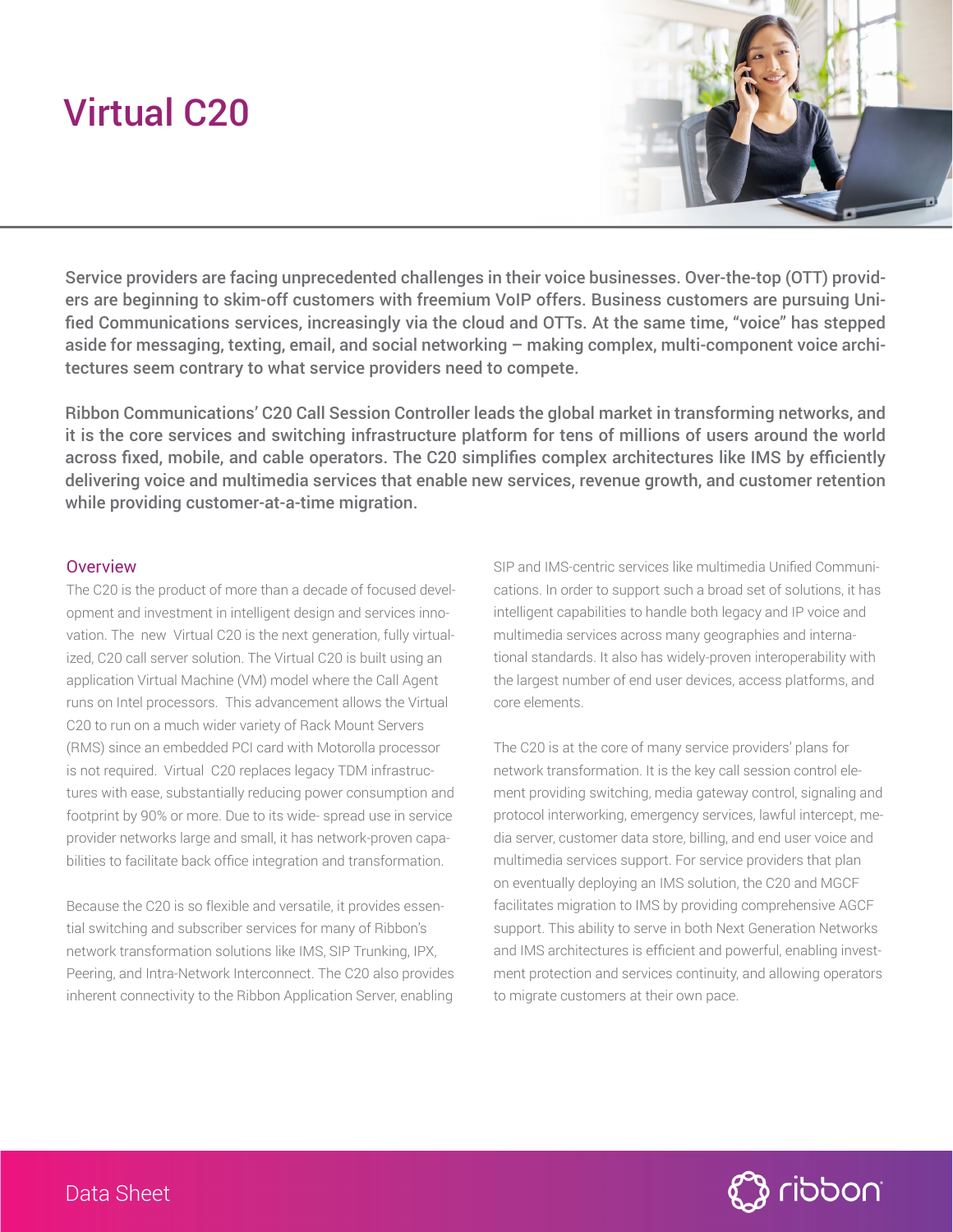# Virtual C20

**Service providers are facing unprecedented challenges in their voice businesses. Over-the-top (OTT) providers are beginning to skim-off customers with freemium VoIP offers. Business customers are pursuing Unified Communications services, increasingly via the cloud and OTTs. At the same time, "voice" has stepped aside for messaging, texting, email, and social networking – making complex, multi-component voice architectures seem contrary to what service providers need to compete.**

**Ribbon Communications' C20 Call Session Controller leads the global market in transforming networks, and it is the core services and switching infrastructure platform for tens of millions of users around the world across fixed, mobile, and cable operators. The C20 simplifies complex architectures like IMS by efficiently delivering voice and multimedia services that enable new services, revenue growth, and customer retention while providing customer-at-a-time migration.**

## Overview

The C20 is the product of more than a decade of focused development and investment in intelligent design and services innovation. The new Virtual C20 is the next generation, fully virtualized, C20 call server solution. The Virtual C20 is built using an application Virtual Machine (VM) model where the Call Agent runs on Intel processors. This advancement allows the Virtual C20 to run on a much wider variety of Rack Mount Servers (RMS) since an embedded PCI card with Motorolla processor is not required. Virtual C20 replaces legacy TDM infrastructures with ease, substantially reducing power consumption and footprint by 90% or more. Due to its wide- spread use in service provider networks large and small, it has network-proven capabilities to facilitate back office integration and transformation.

Because the C20 is so flexible and versatile, it provides essential switching and subscriber services for many of Ribbon's network transformation solutions like IMS, SIP Trunking, IPX, Peering, and Intra-Network Interconnect. The C20 also provides inherent connectivity to the Ribbon Application Server, enabling SIP and IMS-centric services like multimedia Unified Communications. In order to support such a broad set of solutions, it has intelligent capabilities to handle both legacy and IP voice and multimedia services across many geographies and international standards. It also has widely-proven interoperability with the largest number of end user devices, access platforms, and core elements.

The C20 is at the core of many service providers' plans for network transformation. It is the key call session control element providing switching, media gateway control, signaling and protocol interworking, emergency services, lawful intercept, media server, customer data store, billing, and end user voice and multimedia services support. For service providers that plan on eventually deploying an IMS solution, the C20 and MGCF facilitates migration to IMS by providing comprehensive AGCF support. This ability to serve in both Next Generation Networks and IMS architectures is efficient and powerful, enabling investment protection and services continuity, and allowing operators to migrate customers at their own pace.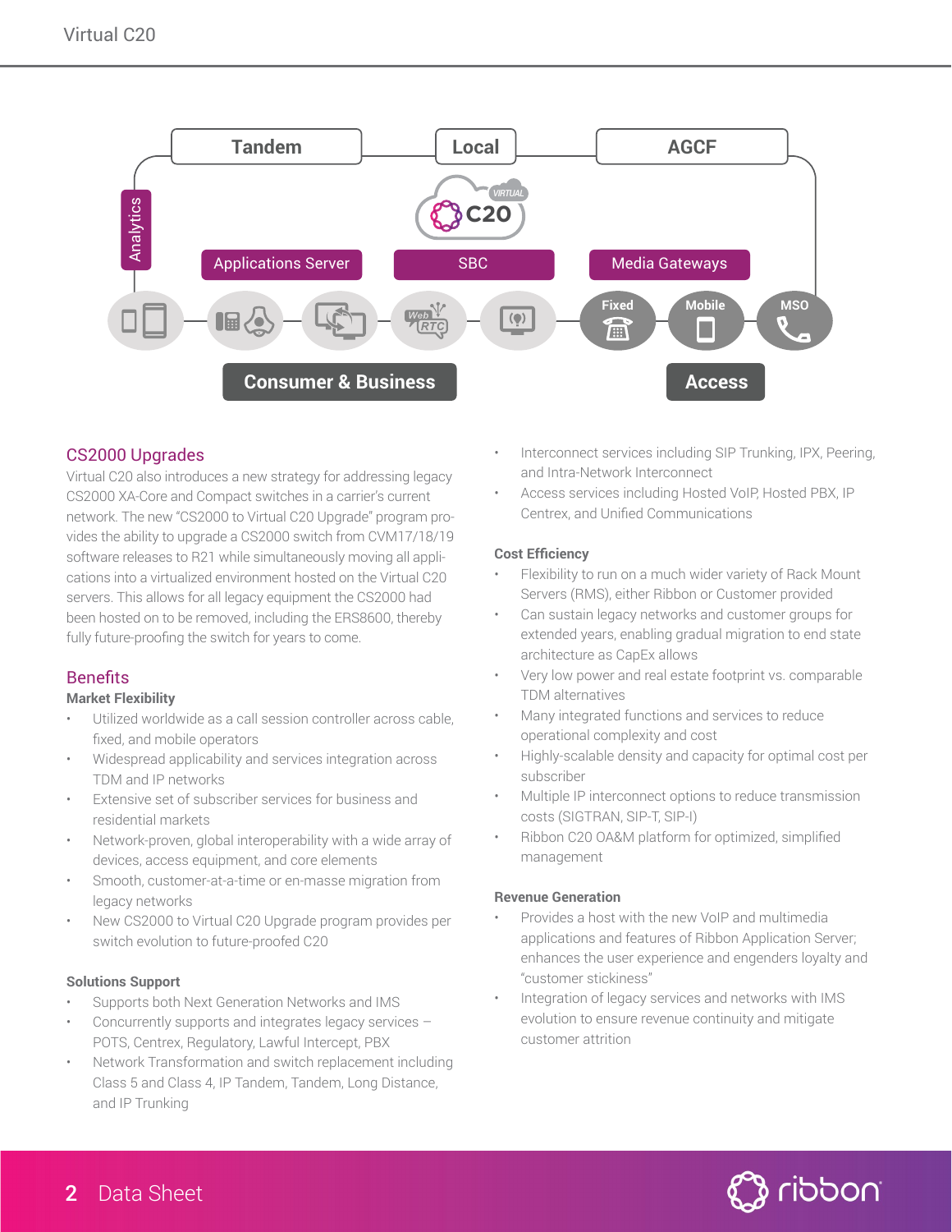## CS2000 Upgrades

Virtual C20 also introduces a new strategy for addressing legacy CS2000 XA-Core and Compact switches in a carrier's current network. The new "CS2000 to Virtual C20 Upgrade" program provides the ability to upgrade a CS2000 switch from CVM17/18/19 software releases to R21 while simultaneously moving all applications into a virtualized environment hosted on the Virtual C20 servers. This allows for all legacy equipment the CS2000 had been hosted on to be removed, including the ERS8600, thereby fully future-proofing the switch for years to come.

## Benefits

### Market Flexibility

- Utilized worldwide as a call session controller across cable, fixed, and mobile operators
- Widespread applicability and services integration across TDM and IP networks
- Extensive set of subscriber services for business and residential markets
- Network-proven, global interoperability with a wide array of devices, access equipment, and core elements
- Smooth, customer-at-a-time or en-masse migration from legacy networks
- New CS2000 to Virtual C20 Upgrade program provides per switch evolution to future-proofed C20

### Solutions Support

- Supports both Next Generation Networks and IMS
- Concurrently supports and integrates legacy services – POTS, Centrex, Regulatory, Lawful Intercept, PBX
- Network Transformation and switch replacement including Class 5 and Class 4, IP Tandem, Tandem, Long Distance, and IP Trunking
- Interconnect services including SIP Trunking, IPX, Peering, and Intra-Network Interconnect
- Access services including Hosted VoIP, Hosted PBX, IP Centrex, and Unified Communications

### Cost Efficiency

- Flexibility to run on a much wider variety of Rack Mount Servers (RMS), either Ribbon or Customer provided
- Can sustain legacy networks and customer groups for extended years, enabling gradual migration to end state architecture as CapEx allows
- Very low power and real estate footprint vs. comparable TDM alternatives
- Many integrated functions and services to reduce operational complexity and cost
- Highly-scalable density and capacity for optimal cost per subscriber
- Multiple IP interconnect options to reduce transmission costs (SIGTRAN, SIP-T, SIP-I)
- Ribbon C20 OA&M platform for optimized, simplified management

### Revenue Generation

- Provides a host with the new VoIP and multimedia applications and features of Ribbon Application Server; enhances the user experience and engenders loyalty and "customer stickiness"
- Integration of legacy services and networks with IMS evolution to ensure revenue continuity and mitigate customer attrition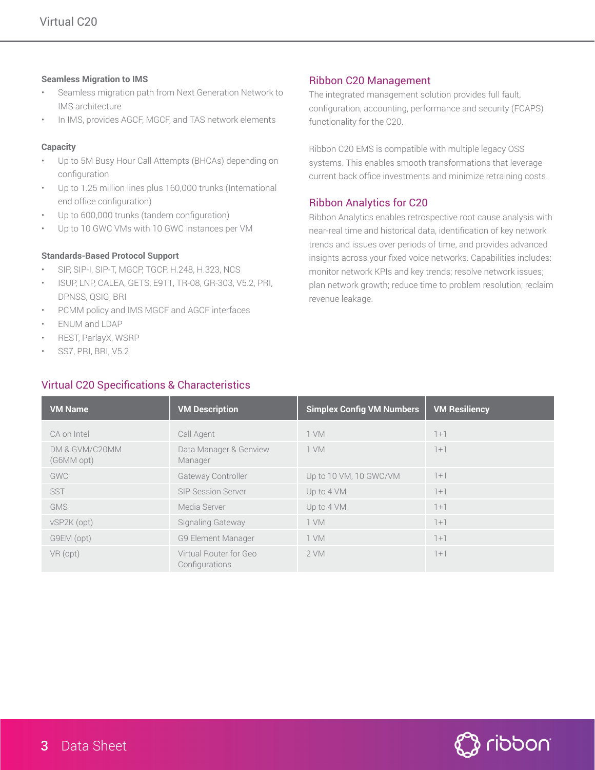**Seamless Migration to IMS**

- Seamless migration path from Next Generation Network to IMS architecture
- In IMS, provides AGCF, MGCF, and TAS network elements

**Capacity**

- Up to 5M Busy Hour Call Attempts (BHCAs) depending on configuration
- Up to 1.25 million lines plus 160,000 trunks (International end office configuration)
- Up to 600,000 trunks (tandem configuration)
- Up to 10 GWC VMs with 10 GWC instances per VM

**Standards-Based Protocol Support**

- SIP, SIP-I, SIP-T, MGCP, TGCP, H.248, H.323, NCS
- ISUP, LNP, CALEA, GETS, E911, TR-08, GR-303, V5.2, PRI, DPNSS, QSIG, BRI
- PCMM policy and IMS MGCF and AGCF interfaces
- ENUM and LDAP
- REST, ParlayX, WSRP
- SS7, PRI, BRI, V5.2

## Ribbon C20 Management

The integrated management solution provides full fault, configuration, accounting, performance and security (FCAPS) functionality for the C20.

Ribbon C20 EMS is compatible with multiple legacy OSS systems. This enables smooth transformations that leverage current back office investments and minimize retraining costs.

## Ribbon Analytics for C20

Ribbon Analytics enables retrospective root cause analysis with near-real time and historical data, identification of key network trends and issues over periods of time, and provides advanced insights across your fixed voice networks. Capabilities includes: monitor network KPIs and key trends; resolve network issues; plan network growth; reduce time to problem resolution; reclaim revenue leakage.

## Virtual C20 Specifications & Characteristics

| VM Name | VM Description | Simplex Config VM Numbers | VM Resiliency |
|---|---|---|---|
| CA on Intel | Call Agent | 1 VM | 1+1 |
| DM & GVM/C20MM (G6MM opt) | Data Manager & Genview Manager | 1 VM | 1+1 |
| GWC | Gateway Controller | Up to 10 VM, 10 GWC/VM | 1+1 |
| SST | SIP Session Server | Up to 4 VM | 1+1 |
| GMS | Media Server | Up to 4 VM | 1+1 |
| vSP2K (opt) | Signaling Gateway | 1 VM | 1+1 |
| G9EM (opt) | G9 Element Manager | 1 VM | 1+1 |
| VR (opt) | Virtual Router for Geo Configurations | 2 VM | 1+1 |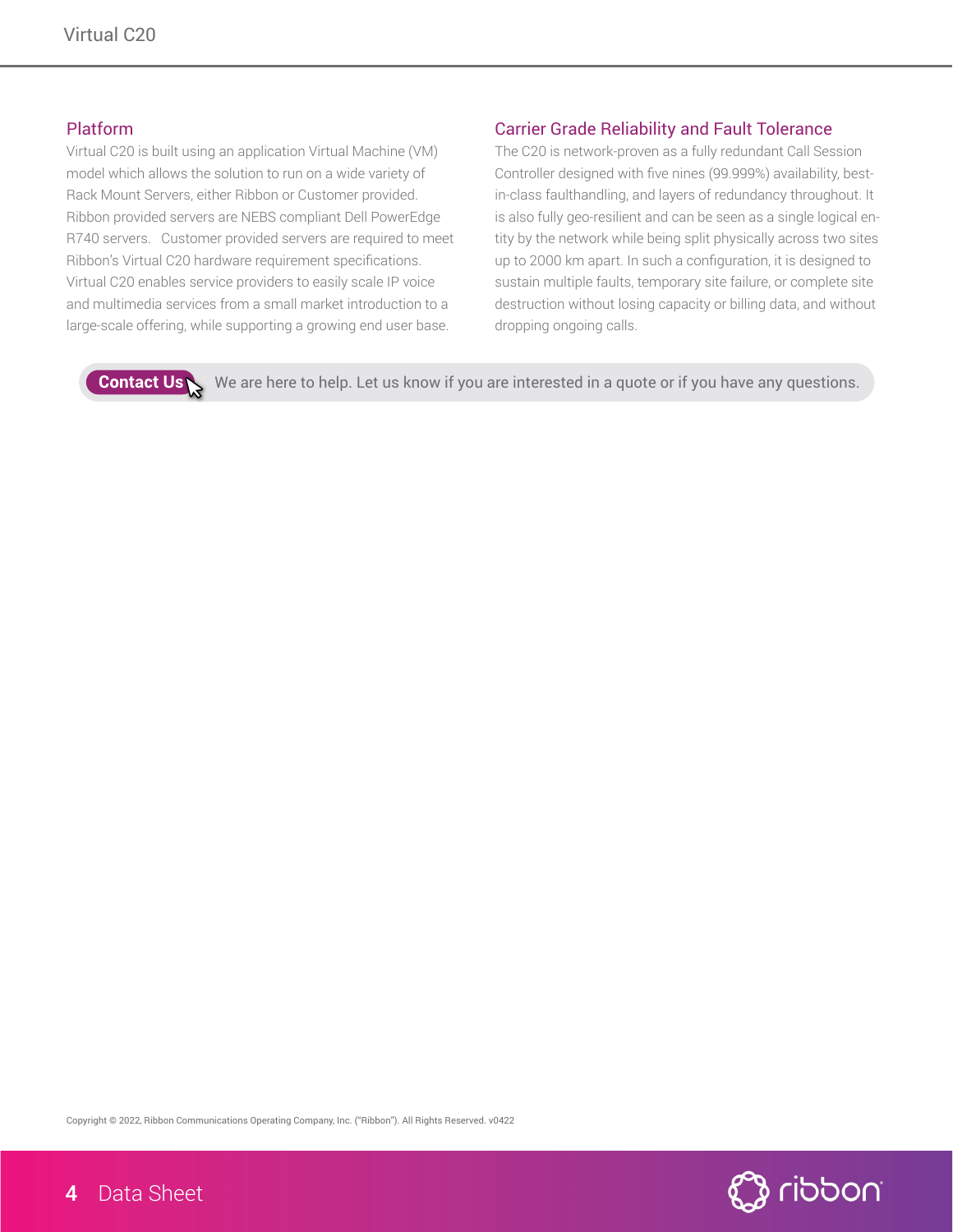## Platform

Virtual C20 is built using an application Virtual Machine (VM) model which allows the solution to run on a wide variety of Rack Mount Servers, either Ribbon or Customer provided. Ribbon provided servers are NEBS compliant Dell PowerEdge R740 servers. Customer provided servers are required to meet Ribbon's Virtual C20 hardware requirement specifications. Virtual C20 enables service providers to easily scale IP voice and multimedia services from a small market introduction to a large-scale offering, while supporting a growing end user base.

## Carrier Grade Reliability and Fault Tolerance

The C20 is network-proven as a fully redundant Call Session Controller designed with five nines (99.999%) availability, best-in-class faulthandling, and layers of redundancy throughout. It is also fully geo-resilient and can be seen as a single logical entity by the network while being split physically across two sites up to 2000 km apart. In such a configuration, it is designed to sustain multiple faults, temporary site failure, or complete site destruction without losing capacity or billing data, and without dropping ongoing calls.

**Contact Us** We are here to help. Let us know if you are interested in a quote or if you have any questions.

Copyright © 2022, Ribbon Communications Operating Company, Inc. ("Ribbon"). All Rights Reserved. v0422